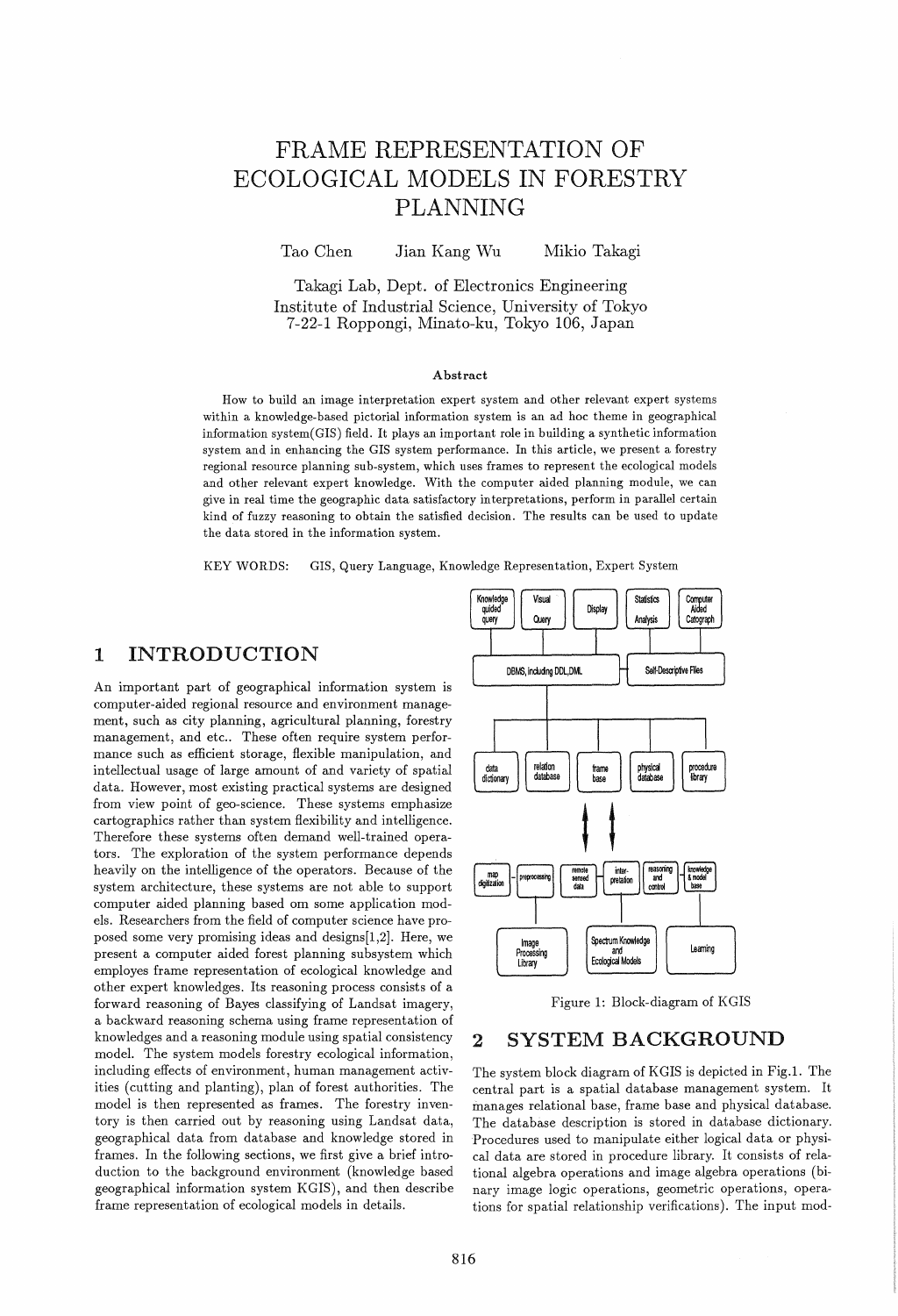# FRAME REPRESENTATION OF ECOLOGICAL MODELS IN FORESTRY PLANNING

Tao Chen  Jian Kang Wu  Mikio Takagi

Takagi Lab, Dept. of Electronics Engineering
Institute of Industrial Science, University of Tokyo
7-22-1 Roppongi, Minato-ku, Tokyo 106, Japan

### Abstract

How to build an image interpretation expert system and other relevant expert systems within a knowledge-based pictorial information system is an ad hoc theme in geographical information system(GIS) field. It plays an important role in building a synthetic information system and in enhancing the GIS system performance. In this article, we present a forestry regional resource planning sub-system, which uses frames to represent the ecological models and other relevant expert knowledge. With the computer aided planning module, we can give in real time the geographic data satisfactory interpretations, perform in parallel certain kind of fuzzy reasoning to obtain the satisfied decision. The results can be used to update the data stored in the information system.

KEY WORDS: GIS, Query Language, Knowledge Representation, Expert System

## 1 INTRODUCTION

An important part of geographical information system is computer-aided regional resource and environment management, such as city planning, agricultural planning, forestry management, and etc.. These often require system performance such as efficient storage, flexible manipulation, and intellectual usage of large amount of and variety of spatial data. However, most existing practical systems are designed from view point of geo-science. These systems emphasize cartographics rather than system flexibility and intelligence. Therefore these systems often demand well-trained operators. The exploration of the system performance depends heavily on the intelligence of the operators. Because of the system architecture, these systems are not able to support computer aided planning based om some application models. Researchers from the field of computer science have proposed some very promising ideas and designs[1,2]. Here, we present a computer aided forest planning subsystem which employes frame representation of ecological knowledge and other expert knowledges. Its reasoning process consists of a forward reasoning of Bayes classifying of Landsat imagery, a backward reasoning schema using frame representation of knowledges and a reasoning module using spatial consistency model. The system models forestry ecological information, including effects of environment, human management activities (cutting and planting), plan of forest authorities. The model is then represented as frames. The forestry inventory is then carried out by reasoning using Landsat data, geographical data from database and knowledge stored in frames. In the following sections, we first give a brief introduction to the background environment (knowledge based geographical information system KGIS), and then describe frame representation of ecological models in details.

Figure 1: Block-diagram of KGIS

## 2 SYSTEM BACKGROUND

The system block diagram of KGIS is depicted in Fig.1. The central part is a spatial database management system. It manages relational base, frame base and physical database. The database description is stored in database dictionary. Procedures used to manipulate either logical data or physical data are stored in procedure library. It consists of relational algebra operations and image algebra operations (binary image logic operations, geometric operations, operations for spatial relationship verifications). The input mod-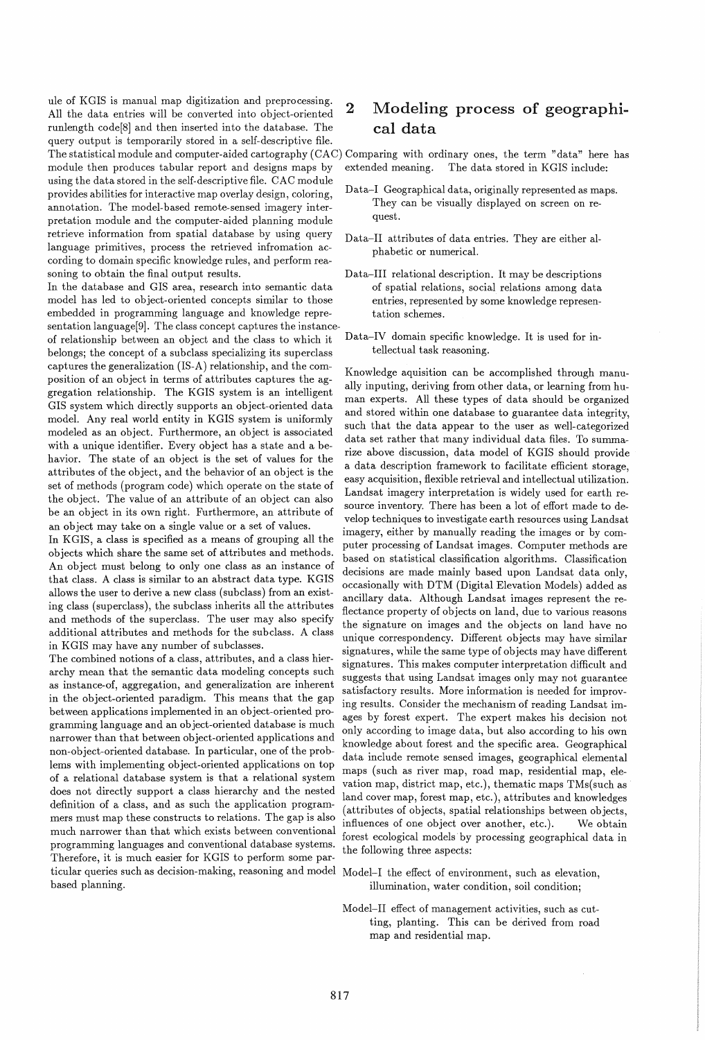ule of KGIS is manual map digitization and preprocessing. All the data entries will be converted into object-oriented runlength code[8] and then inserted into the database. The query output is temporarily stored in a self-descriptive file. The statistical module and computer-aided cartography (CAC) module then produces tabular report and designs maps by using the data stored in the self-descriptive file. CAC module provides abilities for interactive map overlay design, coloring, annotation. The model-based remote-sensed imagery interpretation module and the computer-aided planning module retrieve information from spatial database by using query language primitives, process the retrieved infromation according to domain specific knowledge rules, and perform reasoning to obtain the final output results.

In the database and GIS area, research into semantic data model has led to object-oriented concepts similar to those embedded in programming language and knowledge representation language[9]. The class concept captures the instance-of relationship between an object and the class to which it belongs; the concept of a subclass specializing its superclass captures the generalization (IS-A) relationship, and the composition of an object in terms of attributes captures the aggregation relationship. The KGIS system is an intelligent GIS system which directly supports an object-oriented data model. Any real world entity in KGIS system is uniformly modeled as an object. Furthermore, an object is associated with a unique identifier. Every object has a state and a behavior. The state of an object is the set of values for the attributes of the object, and the behavior of an object is the set of methods (program code) which operate on the state of the object. The value of an attribute of an object can also be an object in its own right. Furthermore, an attribute of an object may take on a single value or a set of values.

In KGIS, a class is specified as a means of grouping all the objects which share the same set of attributes and methods. An object must belong to only one class as an instance of that class. A class is similar to an abstract data type. KGIS allows the user to derive a new class (subclass) from an existing class (superclass), the subclass inherits all the attributes and methods of the superclass. The user may also specify additional attributes and methods for the subclass. A class in KGIS may have any number of subclasses.

The combined notions of a class, attributes, and a class hierarchy mean that the semantic data modeling concepts such as instance-of, aggregation, and generalization are inherent in the object-oriented paradigm. This means that the gap between applications implemented in an object-oriented programming language and an object-oriented database is much narrower than that between object-oriented applications and non-object-oriented database. In particular, one of the problems with implementing object-oriented applications on top of a relational database system is that a relational system does not directly support a class hierarchy and the nested definition of a class, and as such the application programmers must map these constructs to relations. The gap is also much narrower than that which exists between conventional programming languages and conventional database systems. Therefore, it is much easier for KGIS to perform some particular queries such as decision-making, reasoning and model based planning.

## 2 Modeling process of geographical data

Comparing with ordinary ones, the term "data" here has extended meaning. The data stored in KGIS include:

- Data–I Geographical data, originally represented as maps. They can be visually displayed on screen on request.
- Data–II attributes of data entries. They are either alphabetic or numerical.
- Data–III relational description. It may be descriptions of spatial relations, social relations among data entries, represented by some knowledge representation schemes.
- Data–IV domain specific knowledge. It is used for intellectual task reasoning.

Knowledge aquisition can be accomplished through manually inputing, deriving from other data, or learning from human experts. All these types of data should be organized and stored within one database to guarantee data integrity, such that the data appear to the user as well-categorized data set rather that many individual data files. To summarize above discussion, data model of KGIS should provide a data description framework to facilitate efficient storage, easy acquisition, flexible retrieval and intellectual utilization.

Landsat imagery interpretation is widely used for earth resource inventory. There has been a lot of effort made to develop techniques to investigate earth resources using Landsat imagery, either by manually reading the images or by computer processing of Landsat images. Computer methods are based on statistical classification algorithms. Classification decisions are made mainly based upon Landsat data only, occasionally with DTM (Digital Elevation Models) added as ancillary data. Although Landsat images represent the reflectance property of objects on land, due to various reasons the signature on images and the objects on land have no unique correspondency. Different objects may have similar signatures, while the same type of objects may have different signatures. This makes computer interpretation difficult and suggests that using Landsat images only may not guarantee satisfactory results. More information is needed for improving results. Consider the mechanism of reading Landsat images by forest expert. The expert makes his decision not only according to image data, but also according to his own knowledge about forest and the specific area. Geographical data include remote sensed images, geographical elemental maps (such as river map, road map, residential map, elevation map, district map, etc.), thematic maps TMs(such as land cover map, forest map, etc.), attributes and knowledges (attributes of objects, spatial relationships between objects, influences of one object over another, etc.). We obtain forest ecological models by processing geographical data in the following three aspects:

- Model–I the effect of environment, such as elevation, illumination, water condition, soil condition;
- Model–II effect of management activities, such as cutting, planting. This can be derived from road map and residential map.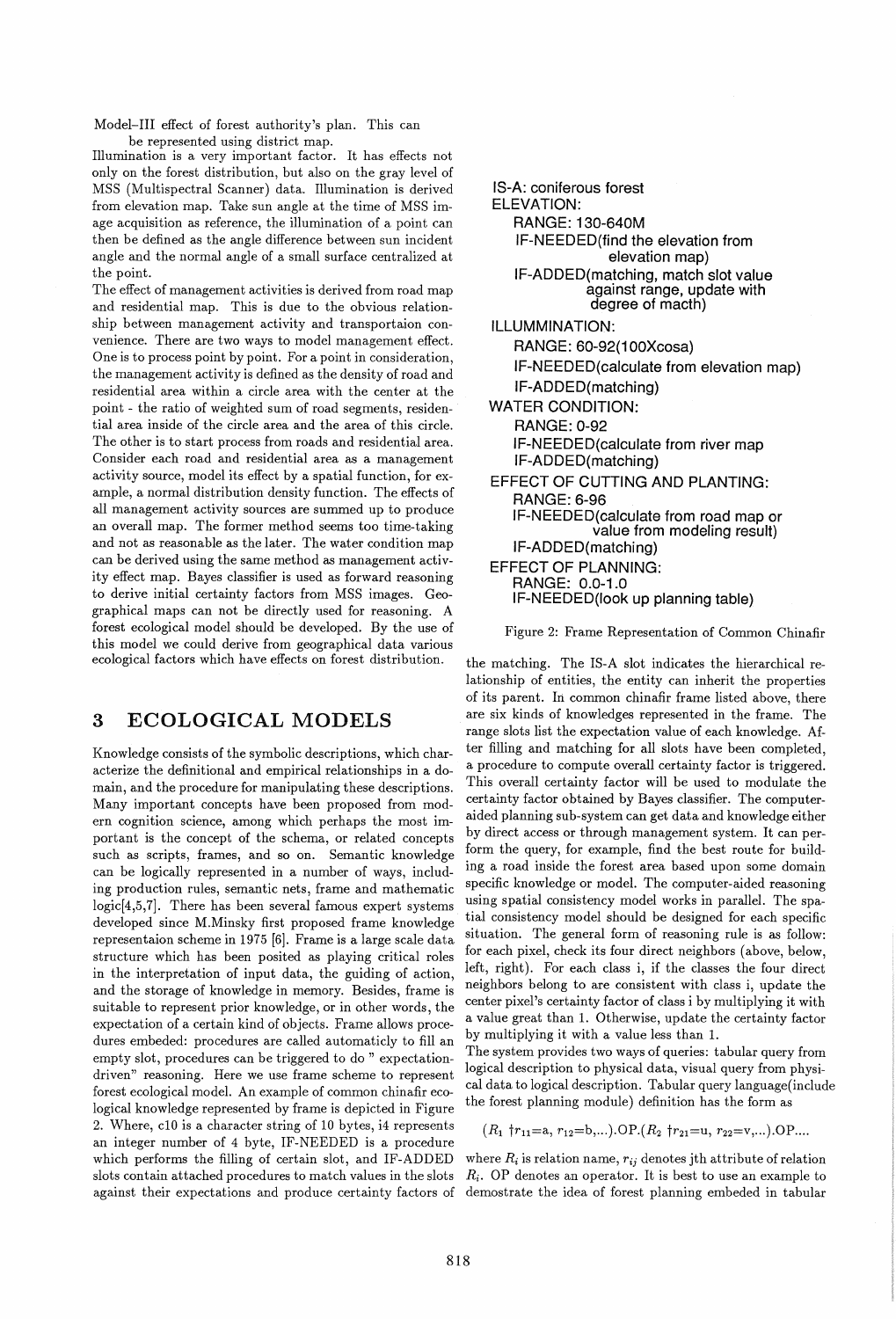Model–III effect of forest authority's plan. This can be represented using district map.

Illumination is a very important factor. It has effects not only on the forest distribution, but also on the gray level of MSS (Multispectral Scanner) data. Illumination is derived from elevation map. Take sun angle at the time of MSS image acquisition as reference, the illumination of a point can then be defined as the angle difference between sun incident angle and the normal angle of a small surface centralized at the point.

The effect of management activities is derived from road map and residential map. This is due to the obvious relationship between management activity and transportaion convenience. There are two ways to model management effect. One is to process point by point. For a point in consideration, the management activity is defined as the density of road and residential area within a circle area with the center at the point - the ratio of weighted sum of road segments, residential area inside of the circle area and the area of this circle. The other is to start process from roads and residential area. Consider each road and residential area as a management activity source, model its effect by a spatial function, for example, a normal distribution density function. The effects of all management activity sources are summed up to produce an overall map. The former method seems too time-taking and not as reasonable as the later. The water condition map can be derived using the same method as management activity effect map. Bayes classifier is used as forward reasoning to derive initial certainty factors from MSS images. Geographical maps can not be directly used for reasoning. A forest ecological model should be developed. By the use of this model we could derive from geographical data various ecological factors which have effects on forest distribution.

# 3 ECOLOGICAL MODELS

Knowledge consists of the symbolic descriptions, which characterize the definitional and empirical relationships in a domain, and the procedure for manipulating these descriptions. Many important concepts have been proposed from modern cognition science, among which perhaps the most important is the concept of the schema, or related concepts such as scripts, frames, and so on. Semantic knowledge can be logically represented in a number of ways, including production rules, semantic nets, frame and mathematic logic[4,5,7]. There has been several famous expert systems developed since M.Minsky first proposed frame knowledge representaion scheme in 1975 [6]. Frame is a large scale data structure which has been posited as playing critical roles in the interpretation of input data, the guiding of action, and the storage of knowledge in memory. Besides, frame is suitable to represent prior knowledge, or in other words, the expectation of a certain kind of objects. Frame allows procedures embeded: procedures are called automaticly to fill an empty slot, procedures can be triggered to do " expectation-driven" reasoning. Here we use frame scheme to represent forest ecological model. An example of common chinafir ecological knowledge represented by frame is depicted in Figure 2. Where, c10 is a character string of 10 bytes, i4 represents an integer number of 4 byte, IF-NEEDED is a procedure which performs the filling of certain slot, and IF-ADDED slots contain attached procedures to match values in the slots against their expectations and produce certainty factors of

```
IS-A: coniferous forest
ELEVATION:
    RANGE: 130-640M
    IF-NEEDED(find the elevation from
                elevation map)
    IF-ADDED(matching, match slot value
              against range, update with
              degree of macth)
ILLUMMINATION:
    RANGE: 60-92(100Xcosa)
    IF-NEEDED(calculate from elevation map)
    IF-ADDED(matching)
WATER CONDITION:
    RANGE: 0-92
    IF-NEEDED(calculate from river map
    IF-ADDED(matching)
EFFECT OF CUTTING AND PLANTING:
    RANGE: 6-96
    IF-NEEDED(calculate from road map or
              value from modeling result)
    IF-ADDED(matching)
EFFECT OF PLANNING:
    RANGE: 0.0-1.0
    IF-NEEDED(look up planning table)
```

Figure 2: Frame Representation of Common Chinafir

the matching. The IS-A slot indicates the hierarchical relationship of entities, the entity can inherit the properties of its parent. In common chinafir frame listed above, there are six kinds of knowledges represented in the frame. The range slots list the expectation value of each knowledge. After filling and matching for all slots have been completed, a procedure to compute overall certainty factor is triggered. This overall certainty factor will be used to modulate the certainty factor obtained by Bayes classifier. The computer-aided planning sub-system can get data and knowledge either by direct access or through management system. It can perform the query, for example, find the best route for building a road inside the forest area based upon some domain specific knowledge or model. The computer-aided reasoning using spatial consistency model works in parallel. The spatial consistency model should be designed for each specific situation. The general form of reasoning rule is as follow: for each pixel, check its four direct neighbors (above, below, left, right). For each class i, if the classes the four direct neighbors belong to are consistent with class i, update the center pixel's certainty factor of class i by multiplying it with a value great than 1. Otherwise, update the certainty factor by multiplying it with a value less than 1.

The system provides two ways of queries: tabular query from logical description to physical data, visual query from physical data to logical description. Tabular query language(include the forest planning module) definition has the form as

$$(R_1 \dagger r_{11}{=}a,\ r_{12}{=}b,...).OP.(R_2 \dagger r_{21}{=}u,\ r_{22}{=}v,...).OP....$$

where $R_i$ is relation name, $r_{ij}$ denotes jth attribute of relation $R_i$. OP denotes an operator. It is best to use an example to demostrate the idea of forest planning embeded in tabular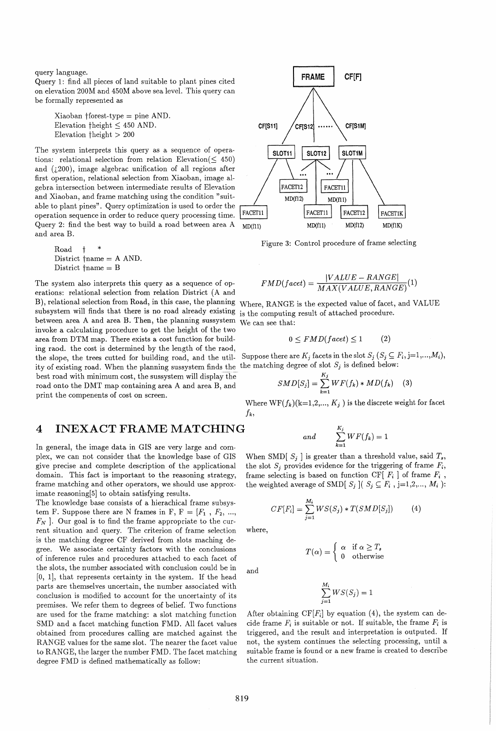query language.

Query 1: find all pieces of land suitable to plant pines cited on elevation 200M and 450M above sea level. This query can be formally represented as

> Xiaoban †forest-type = pine AND.
> Elevation †height ≤ 450 AND.
> Elevation †height > 200

The system interprets this query as a sequence of operations: relational selection from relation Elevation(≤ 450) and (¿200), image algebrac unification of all regions after first operation, relational selection from Xiaoban, image algebra intersection between intermediate results of Elevation and Xiaoban, and frame matching using the condition "suitable to plant pines". Query optimization is used to order the operation sequence in order to reduce query processing time.

Query 2: find the best way to build a road between area A and area B.

> Road † *
> District †name = A AND.
> District †name = B

The system also interprets this query as a sequence of operations: relational selection from relation District (A and B), relational selection from Road, in this case, the planning subsystem will finds that there is no road already existing between area A and area B. Then, the planning sussystem invoke a calculating procedure to get the height of the two area from DTM map. There exists a cost function for building raod. the cost is determined by the length of the raod, the slope, the trees cutted for building road, and the utility of existing road. When the planning sussystem finds the best road with minimum cost, the sussystem will display the road onto the DMT map containing area A and area B, and print the compenents of cost on screen.

# 4 INEXACT FRAME MATCHING

In general, the image data in GIS are very large and complex, we can not consider that the knowledge base of GIS give precise and complete description of the applicational domain. This fact is important to the reasoning strategy, frame matching and other operators, we should use approximate reasoning[5] to obtain satisfying results.

The knowledge base consists of a hierachical frame subsystem F. Suppose there are N frames in F, $F = [F_1, F_2, ..., F_N]$. Our goal is to find the frame appropriate to the current situation and query. The criterion of frame selection is the matching degree CF derived from slots maching degree. We associate certainty factors with the conclusions of inference rules and procedures attached to each facet of the slots, the number associated with conclusion could be in [0, 1], that represents certainty in the system. If the head parts are themselves uncertain, the number associated with conclusion is modified to account for the uncertainty of its premises. We refer them to degrees of belief. Two functions are used for the frame matching: a slot matching function SMD and a facet matching function FMD. All facet values obtained from procedures calling are matched against the RANGE values for the same slot. The nearer the facet value to RANGE, the larger the number FMD. The facet matching degree FMD is defined mathematically as follow:

FRAME CF[F]

CF[S11] CF[S12] ...... CF[S1M]

SLOT11 SLOT12 SLOT1M

FACET12 MD(f12) FACET11 MD(f11)

FACET11 MD(f11) FACET11 MD(f11) FACET12 MD(f12) FACET1K MD(f1K)

Figure 3: Control procedure of frame selecting

$$FMD(facet) = \frac{|VALUE - RANGE|}{MAX(VALUE, RANGE)} \quad (1)$$

Where, RANGE is the expected value of facet, and VALUE is the computing result of attached procedure.

We can see that:

$$0 \leq FMD(facet) \leq 1 \quad (2)$$

Suppose there are $K_j$ facets in the slot $S_j$ ($S_j \subseteq F_i$, j=1,...,$M_i$), the matching degree of slot $S_j$ is defined below:

$$SMD[S_j] = \sum_{k=1}^{K_j} WF(f_k) * MD(f_k) \quad (3)$$

Where $WF(f_k)$(k=1,2,..., $K_j$ ) is the discrete weight for facet $f_k$,

$$and \quad \sum_{k=1}^{K_j} WF(f_k) = 1$$

When SMD[ $S_j$ ] is greater than a threshold value, said $T_s$, the slot $S_j$ provides evidence for the triggering of frame $F_i$, frame selecting is based on function CF[ $F_i$ ] of frame $F_i$, the weighted average of SMD[ $S_j$ ]( $S_j \subseteq F_i$ , j=1,2,..., $M_i$ ):

$$CF[F_i] = \sum_{j=1}^{M_i} WS(S_j) * T(SMD[S_j]) \quad (4)$$

where,

$$T(\alpha) = \begin{cases} \alpha & \text{if } \alpha \geq T_s \\ 0 & \text{otherwise} \end{cases}$$

and

$$\sum_{j=1}^{M_i} WS(S_j) = 1$$

After obtaining $CF[F_i]$ by equation (4), the system can decide frame $F_i$ is suitable or not. If suitable, the frame $F_i$ is triggered, and the result and interpretation is outputed. If not, the system continues the selecting processing, until a suitable frame is found or a new frame is created to describe the current situation.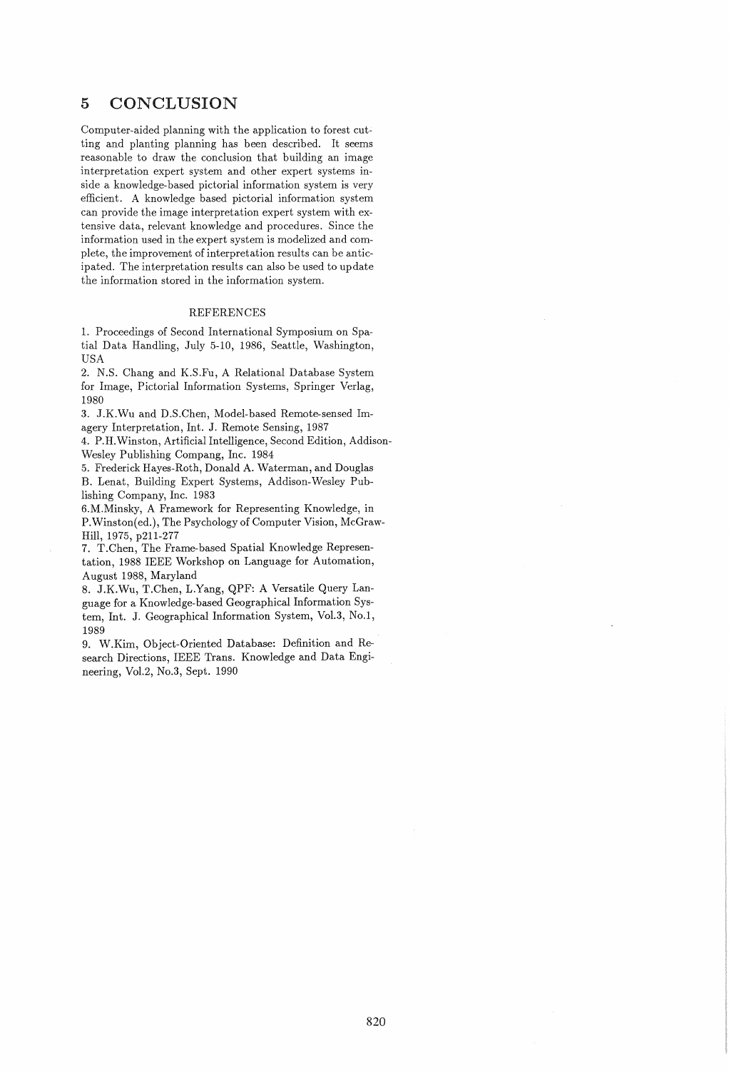## 5 CONCLUSION

Computer-aided planning with the application to forest cutting and planting planning has been described. It seems reasonable to draw the conclusion that building an image interpretation expert system and other expert systems inside a knowledge-based pictorial information system is very efficient. A knowledge based pictorial information system can provide the image interpretation expert system with extensive data, relevant knowledge and procedures. Since the information used in the expert system is modelized and complete, the improvement of interpretation results can be anticipated. The interpretation results can also be used to update the information stored in the information system.

### REFERENCES

1. Proceedings of Second International Symposium on Spatial Data Handling, July 5-10, 1986, Seattle, Washington, USA
2. N.S. Chang and K.S.Fu, A Relational Database System for Image, Pictorial Information Systems, Springer Verlag, 1980
3. J.K.Wu and D.S.Chen, Model-based Remote-sensed Imagery Interpretation, Int. J. Remote Sensing, 1987
4. P.H.Winston, Artificial Intelligence, Second Edition, Addison-Wesley Publishing Compang, Inc. 1984
5. Frederick Hayes-Roth, Donald A. Waterman, and Douglas B. Lenat, Building Expert Systems, Addison-Wesley Publishing Company, Inc. 1983
6. M.Minsky, A Framework for Representing Knowledge, in P.Winston(ed.), The Psychology of Computer Vision, McGraw-Hill, 1975, p211-277
7. T.Chen, The Frame-based Spatial Knowledge Representation, 1988 IEEE Workshop on Language for Automation, August 1988, Maryland
8. J.K.Wu, T.Chen, L.Yang, QPF: A Versatile Query Language for a Knowledge-based Geographical Information System, Int. J. Geographical Information System, Vol.3, No.1, 1989
9. W.Kim, Object-Oriented Database: Definition and Research Directions, IEEE Trans. Knowledge and Data Engineering, Vol.2, No.3, Sept. 1990